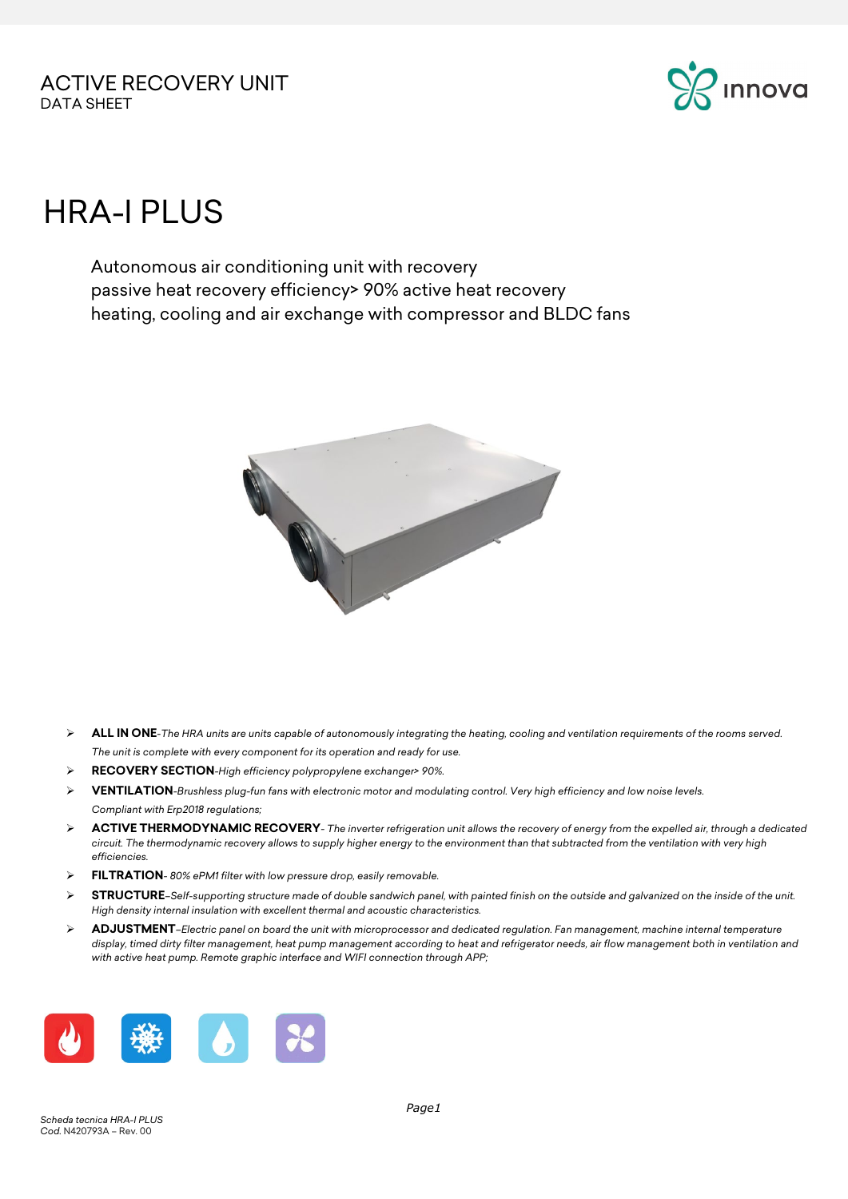ACTIVE RECOVERY UNIT
DATA SHEET

# HRA-I PLUS

Autonomous air conditioning unit with recovery
passive heat recovery efficiency> 90% active heat recovery
heating, cooling and air exchange with compressor and BLDC fans

- **ALL IN ONE**-*The HRA units are units capable of autonomously integrating the heating, cooling and ventilation requirements of the rooms served. The unit is complete with every component for its operation and ready for use.*
- **RECOVERY SECTION**-*High efficiency polypropylene exchanger> 90%.*
- **VENTILATION**-*Brushless plug-fun fans with electronic motor and modulating control. Very high efficiency and low noise levels. Compliant with Erp2018 regulations;*
- **ACTIVE THERMODYNAMIC RECOVERY**- *The inverter refrigeration unit allows the recovery of energy from the expelled air, through a dedicated circuit. The thermodynamic recovery allows to supply higher energy to the environment than that subtracted from the ventilation with very high efficiencies.*
- **FILTRATION**- *80% ePM1 filter with low pressure drop, easily removable.*
- **STRUCTURE**–*Self-supporting structure made of double sandwich panel, with painted finish on the outside and galvanized on the inside of the unit. High density internal insulation with excellent thermal and acoustic characteristics.*
- **ADJUSTMENT**–*Electric panel on board the unit with microprocessor and dedicated regulation. Fan management, machine internal temperature display, timed dirty filter management, heat pump management according to heat and refrigerator needs, air flow management both in ventilation and with active heat pump. Remote graphic interface and WIFI connection through APP;*

*Scheda tecnica HRA-I PLUS*
*Cod.* N420793A – Rev. 00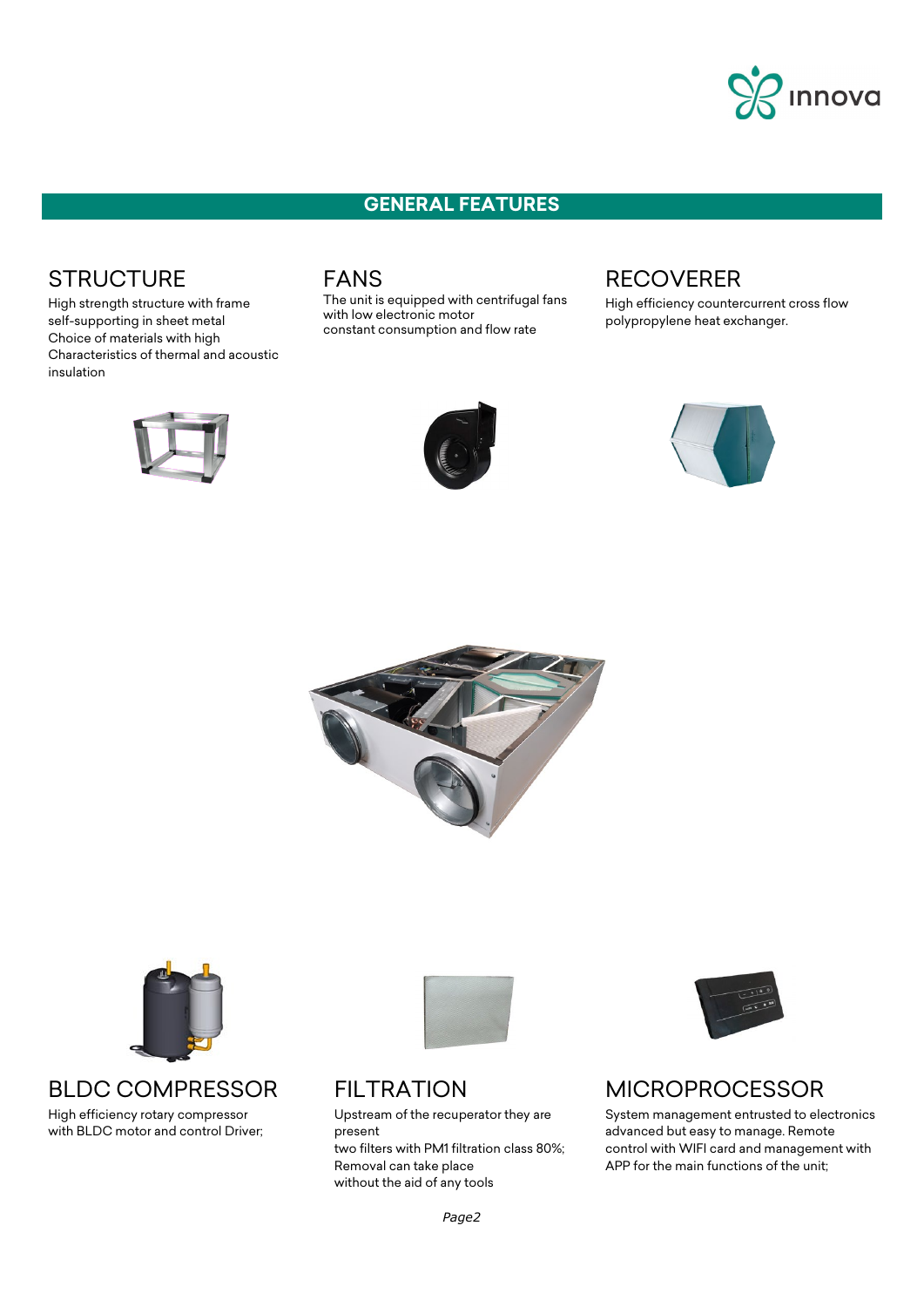## GENERAL FEATURES

### STRUCTURE

High strength structure with frame self-supporting in sheet metal
Choice of materials with high Characteristics of thermal and acoustic insulation

### FANS

The unit is equipped with centrifugal fans with low electronic motor
constant consumption and flow rate

### RECOVERER

High efficiency countercurrent cross flow polypropylene heat exchanger.

### BLDC COMPRESSOR

High efficiency rotary compressor with BLDC motor and control Driver;

### FILTRATION

Upstream of the recuperator they are present
two filters with PM1 filtration class 80%;
Removal can take place
without the aid of any tools

### MICROPROCESSOR

System management entrusted to electronics advanced but easy to manage. Remote control with WIFI card and management with APP for the main functions of the unit;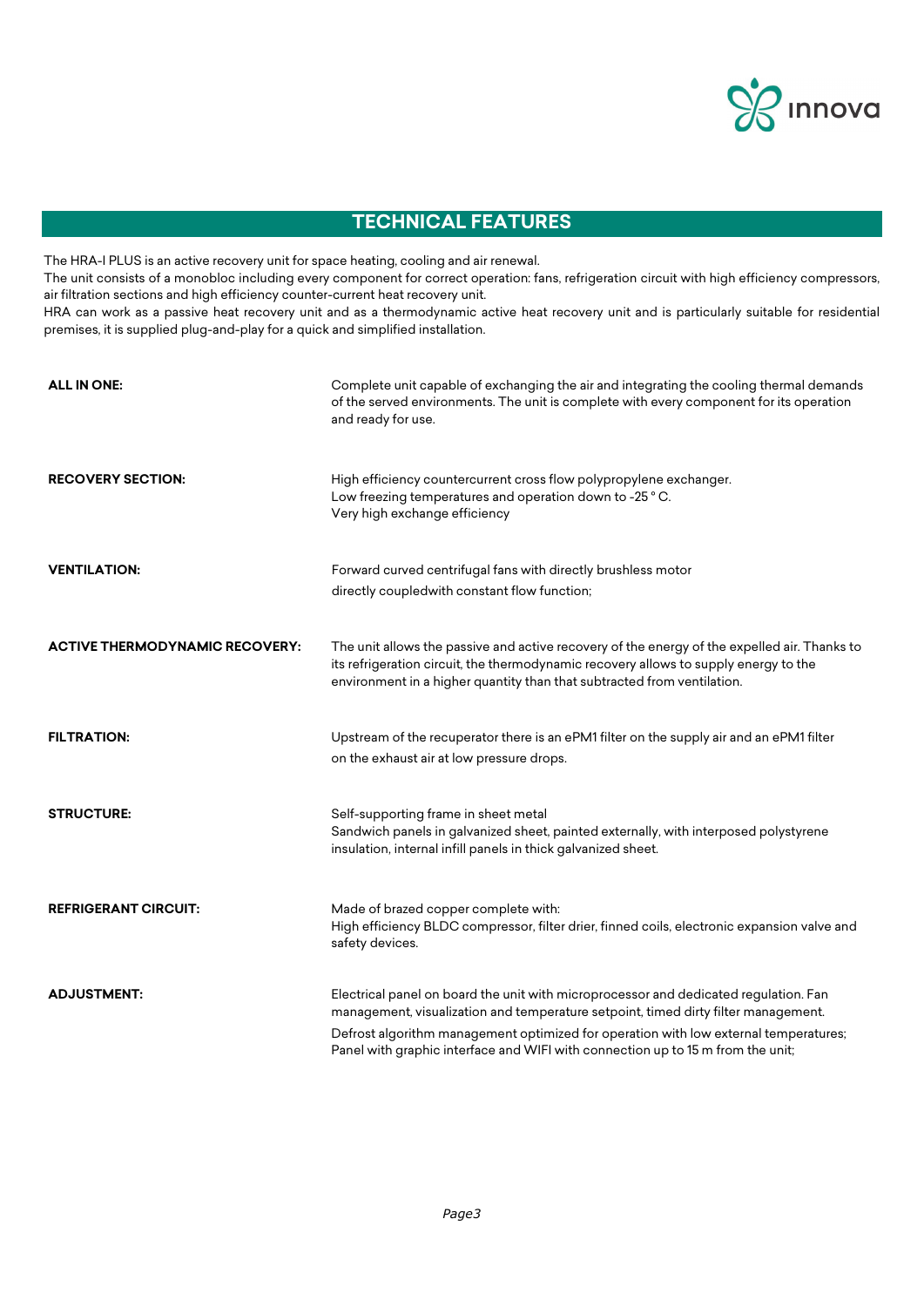## TECHNICAL FEATURES

The HRA-I PLUS is an active recovery unit for space heating, cooling and air renewal.
The unit consists of a monobloc including every component for correct operation: fans, refrigeration circuit with high efficiency compressors, air filtration sections and high efficiency counter-current heat recovery unit.
HRA can work as a passive heat recovery unit and as a thermodynamic active heat recovery unit and is particularly suitable for residential premises, it is supplied plug-and-play for a quick and simplified installation.

| | |
|---|---|
| **ALL IN ONE:** | Complete unit capable of exchanging the air and integrating the cooling thermal demands of the served environments. The unit is complete with every component for its operation and ready for use. |
| **RECOVERY SECTION:** | High efficiency countercurrent cross flow polypropylene exchanger.<br>Low freezing temperatures and operation down to -25 ° C.<br>Very high exchange efficiency |
| **VENTILATION:** | Forward curved centrifugal fans with directly brushless motor<br>directly coupledwith constant flow function; |
| **ACTIVE THERMODYNAMIC RECOVERY:** | The unit allows the passive and active recovery of the energy of the expelled air. Thanks to its refrigeration circuit, the thermodynamic recovery allows to supply energy to the environment in a higher quantity than that subtracted from ventilation. |
| **FILTRATION:** | Upstream of the recuperator there is an ePM1 filter on the supply air and an ePM1 filter on the exhaust air at low pressure drops. |
| **STRUCTURE:** | Self-supporting frame in sheet metal<br>Sandwich panels in galvanized sheet, painted externally, with interposed polystyrene insulation, internal infill panels in thick galvanized sheet. |
| **REFRIGERANT CIRCUIT:** | Made of brazed copper complete with:<br>High efficiency BLDC compressor, filter drier, finned coils, electronic expansion valve and safety devices. |
| **ADJUSTMENT:** | Electrical panel on board the unit with microprocessor and dedicated regulation. Fan management, visualization and temperature setpoint, timed dirty filter management.<br>Defrost algorithm management optimized for operation with low external temperatures;<br>Panel with graphic interface and WIFI with connection up to 15 m from the unit; |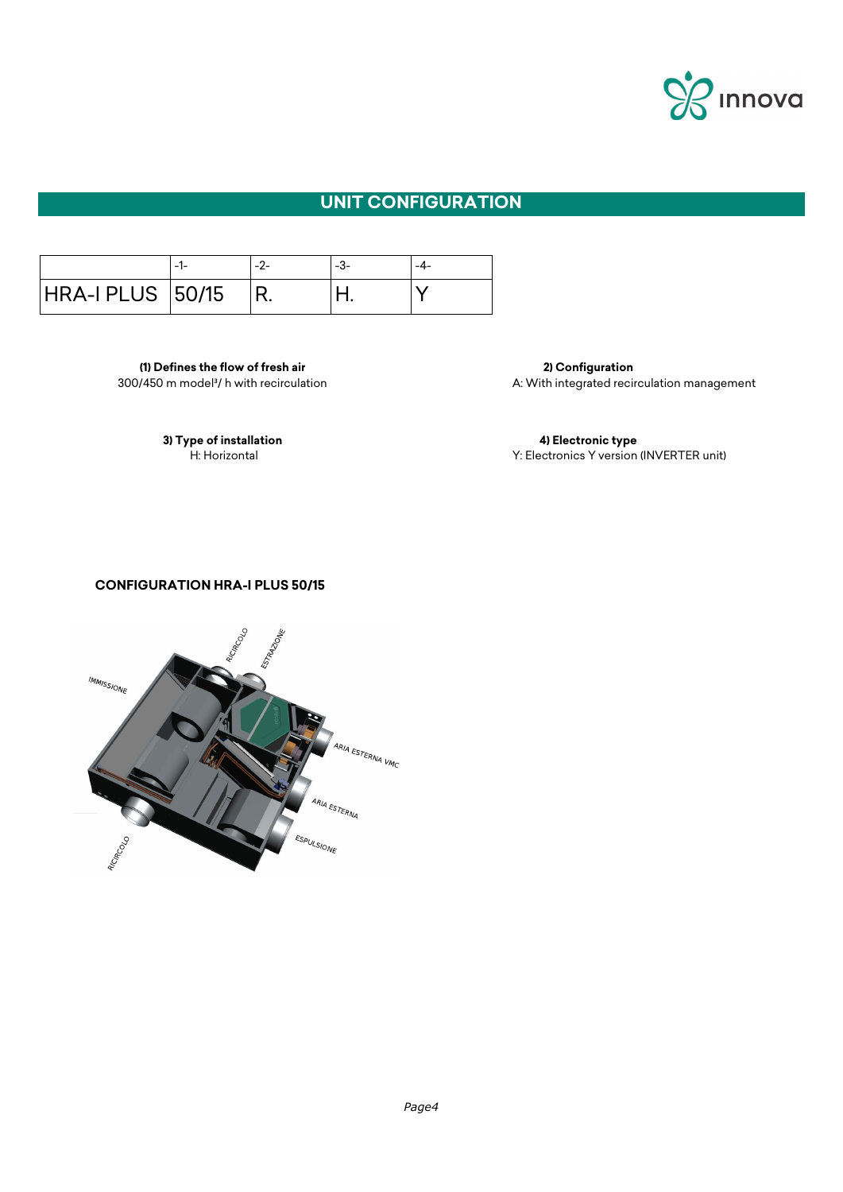## UNIT CONFIGURATION

| | -1- | -2- | -3- | -4- |
|---|---|---|---|---|
| HRA-I PLUS | 50/15 | R. | H. | Y |

**(1) Defines the flow of fresh air**
300/450 m model³/ h with recirculation

**2) Configuration**
A: With integrated recirculation management

**3) Type of installation**
H: Horizontal

**4) Electronic type**
Y: Electronics Y version (INVERTER unit)

**CONFIGURATION HRA-I PLUS 50/15**

RICIRCOLO
ESTRAZIONE
IMMISSIONE
ARIA ESTERNA VMC
ARIA ESTERNA
ESPULSIONE
RICIRCOLO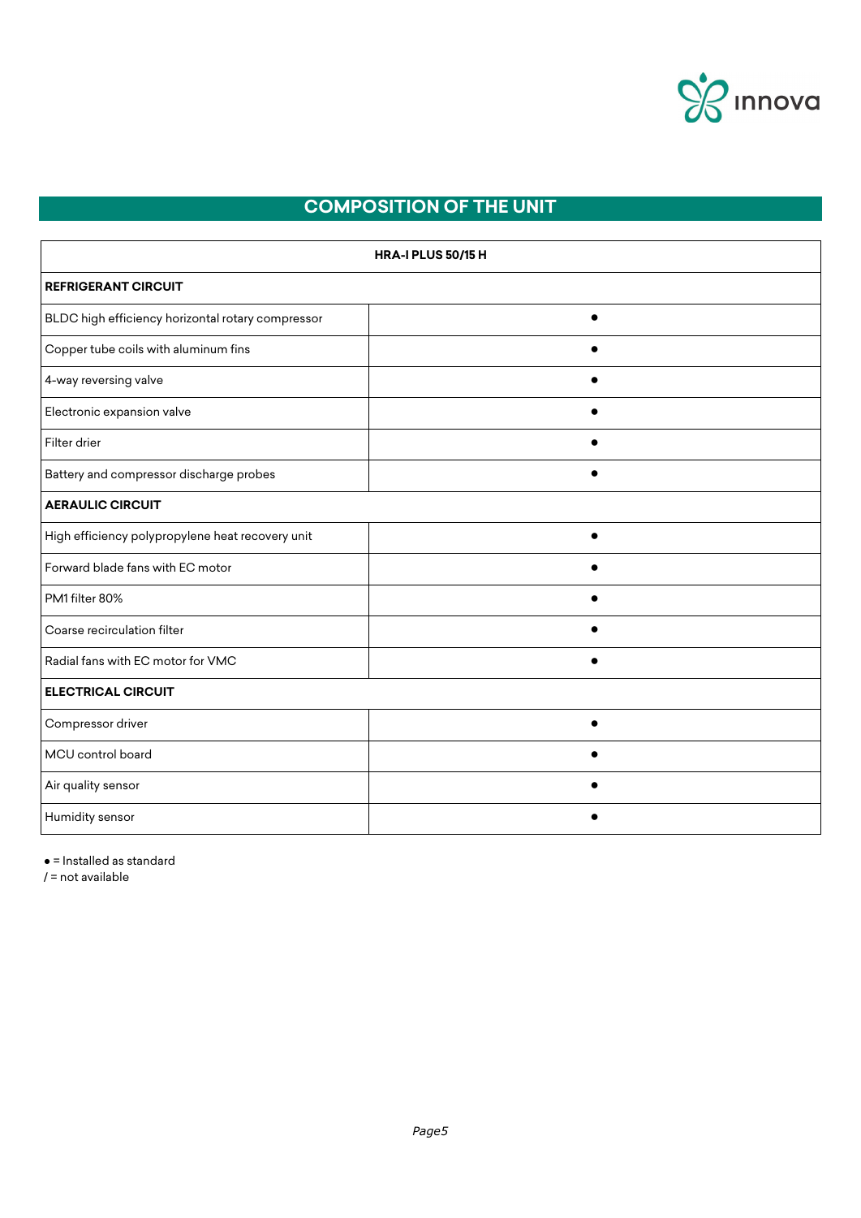## COMPOSITION OF THE UNIT

| | HRA-I PLUS 50/15 H |
|---|---|
| **REFRIGERANT CIRCUIT** | |
| BLDC high efficiency horizontal rotary compressor | ● |
| Copper tube coils with aluminum fins | ● |
| 4-way reversing valve | ● |
| Electronic expansion valve | ● |
| Filter drier | ● |
| Battery and compressor discharge probes | ● |
| **AERAULIC CIRCUIT** | |
| High efficiency polypropylene heat recovery unit | ● |
| Forward blade fans with EC motor | ● |
| PM1 filter 80% | ● |
| Coarse recirculation filter | ● |
| Radial fans with EC motor for VMC | ● |
| **ELECTRICAL CIRCUIT** | |
| Compressor driver | ● |
| MCU control board | ● |
| Air quality sensor | ● |
| Humidity sensor | ● |

● = Installed as standard
/ = not available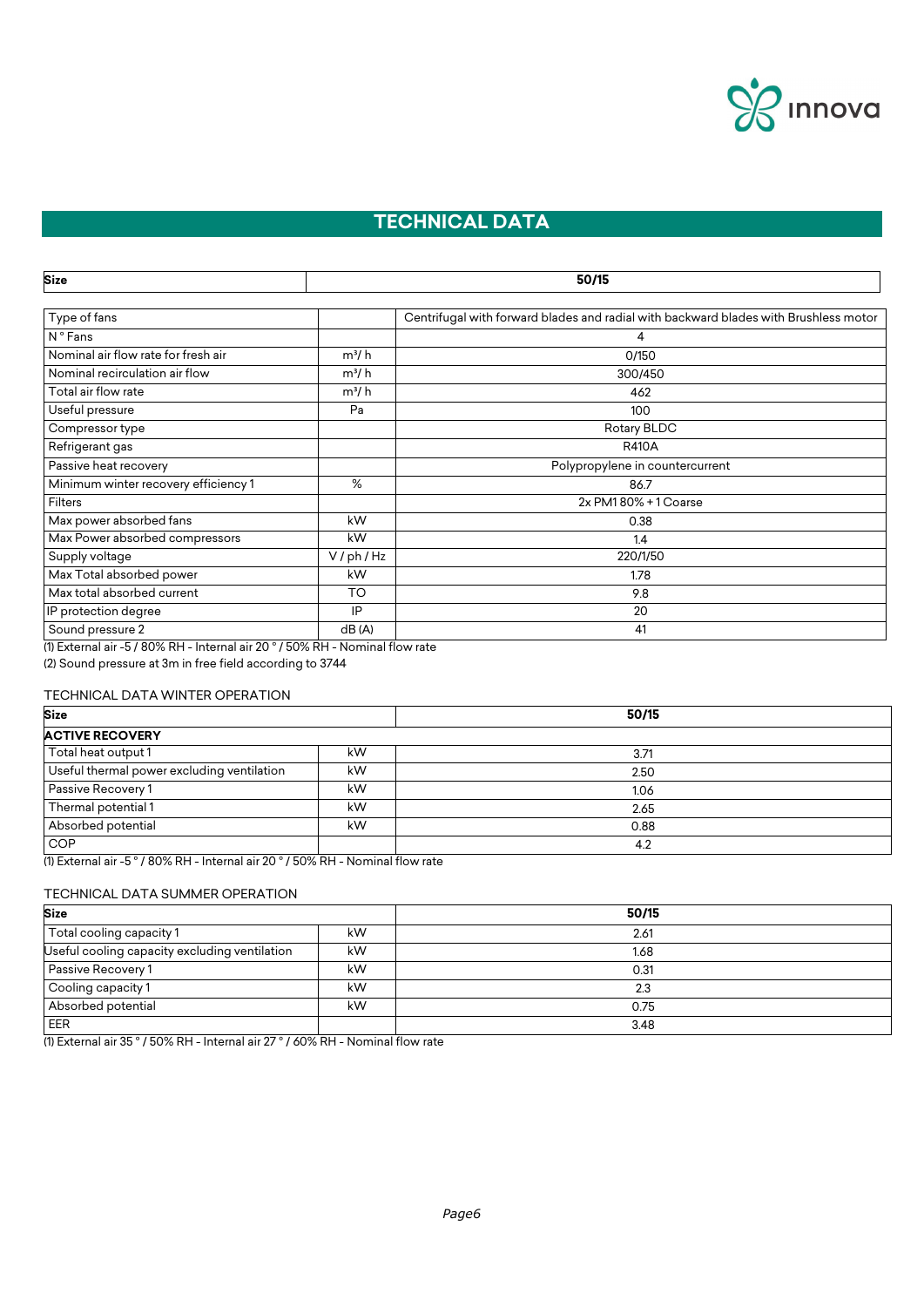# TECHNICAL DATA

| Size | | 50/15 |
|---|---|---|
| Type of fans | | Centrifugal with forward blades and radial with backward blades with Brushless motor |
| N ° Fans | | 4 |
| Nominal air flow rate for fresh air | m³/ h | 0/150 |
| Nominal recirculation air flow | m³/ h | 300/450 |
| Total air flow rate | m³/ h | 462 |
| Useful pressure | Pa | 100 |
| Compressor type | | Rotary BLDC |
| Refrigerant gas | | R410A |
| Passive heat recovery | | Polypropylene in countercurrent |
| Minimum winter recovery efficiency 1 | % | 86.7 |
| Filters | | 2x PM1 80% + 1 Coarse |
| Max power absorbed fans | kW | 0.38 |
| Max Power absorbed compressors | kW | 1.4 |
| Supply voltage | V / ph / Hz | 220/1/50 |
| Max Total absorbed power | kW | 1.78 |
| Max total absorbed current | TO | 9.8 |
| IP protection degree | IP | 20 |
| Sound pressure 2 | dB (A) | 41 |

(1) External air -5 / 80% RH - Internal air 20 ° / 50% RH - Nominal flow rate

(2) Sound pressure at 3m in free field according to 3744

TECHNICAL DATA WINTER OPERATION

| Size | | 50/15 |
|---|---|---|
| **ACTIVE RECOVERY** | | |
| Total heat output 1 | kW | 3.71 |
| Useful thermal power excluding ventilation | kW | 2.50 |
| Passive Recovery 1 | kW | 1.06 |
| Thermal potential 1 | kW | 2.65 |
| Absorbed potential | kW | 0.88 |
| COP | | 4.2 |

(1) External air -5 ° / 80% RH - Internal air 20 ° / 50% RH - Nominal flow rate

TECHNICAL DATA SUMMER OPERATION

| Size | | 50/15 |
|---|---|---|
| Total cooling capacity 1 | kW | 2.61 |
| Useful cooling capacity excluding ventilation | kW | 1.68 |
| Passive Recovery 1 | kW | 0.31 |
| Cooling capacity 1 | kW | 2.3 |
| Absorbed potential | kW | 0.75 |
| EER | | 3.48 |

(1) External air 35 ° / 50% RH - Internal air 27 ° / 60% RH - Nominal flow rate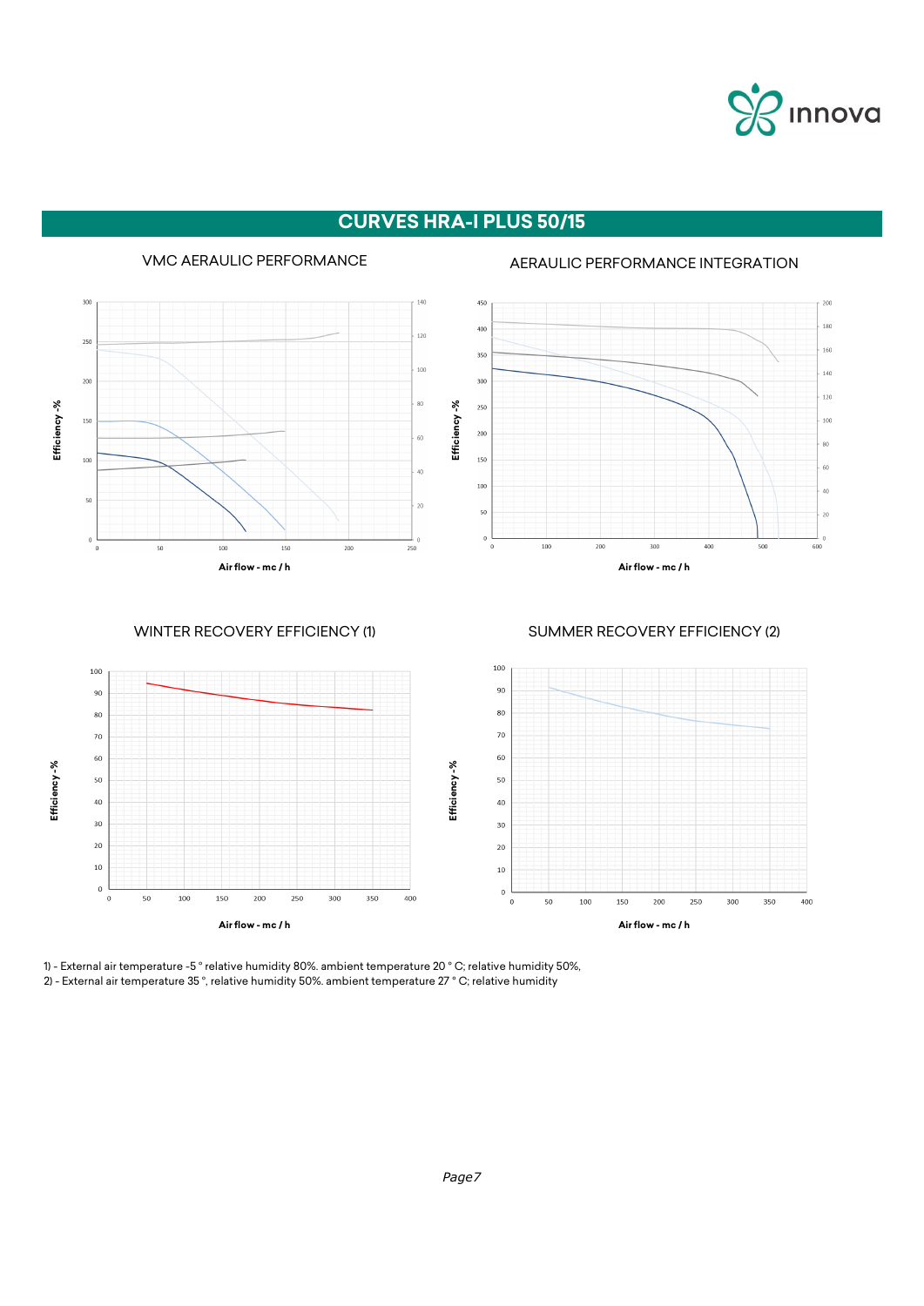## CURVES HRA-I PLUS 50/15

### VMC AERAULIC PERFORMANCE

Efficiency -%

300
250
200
150
100
50
0

140
120
100
80
60
40
20
0

0 50 100 150 200 250

Air flow - mc / h

### AERAULIC PERFORMANCE INTEGRATION

Efficiency -%

450
400
350
300
250
200
150
100
50
0

200
180
160
140
120
100
80
60
40
20
0

0 100 200 300 400 500 600

Air flow - mc / h

### WINTER RECOVERY EFFICIENCY (1)

Efficiency -%

100
90
80
70
60
50
40
30
20
10
0

0 50 100 150 200 250 300 350 400

Air flow - mc / h

### SUMMER RECOVERY EFFICIENCY (2)

Efficiency -%

100
90
80
70
60
50
40
30
20
10
0

0 50 100 150 200 250 300 350 400

Air flow - mc / h

1) - External air temperature -5 ° relative humidity 80%. ambient temperature 20 ° C; relative humidity 50%,
2) - External air temperature 35 °, relative humidity 50%. ambient temperature 27 ° C; relative humidity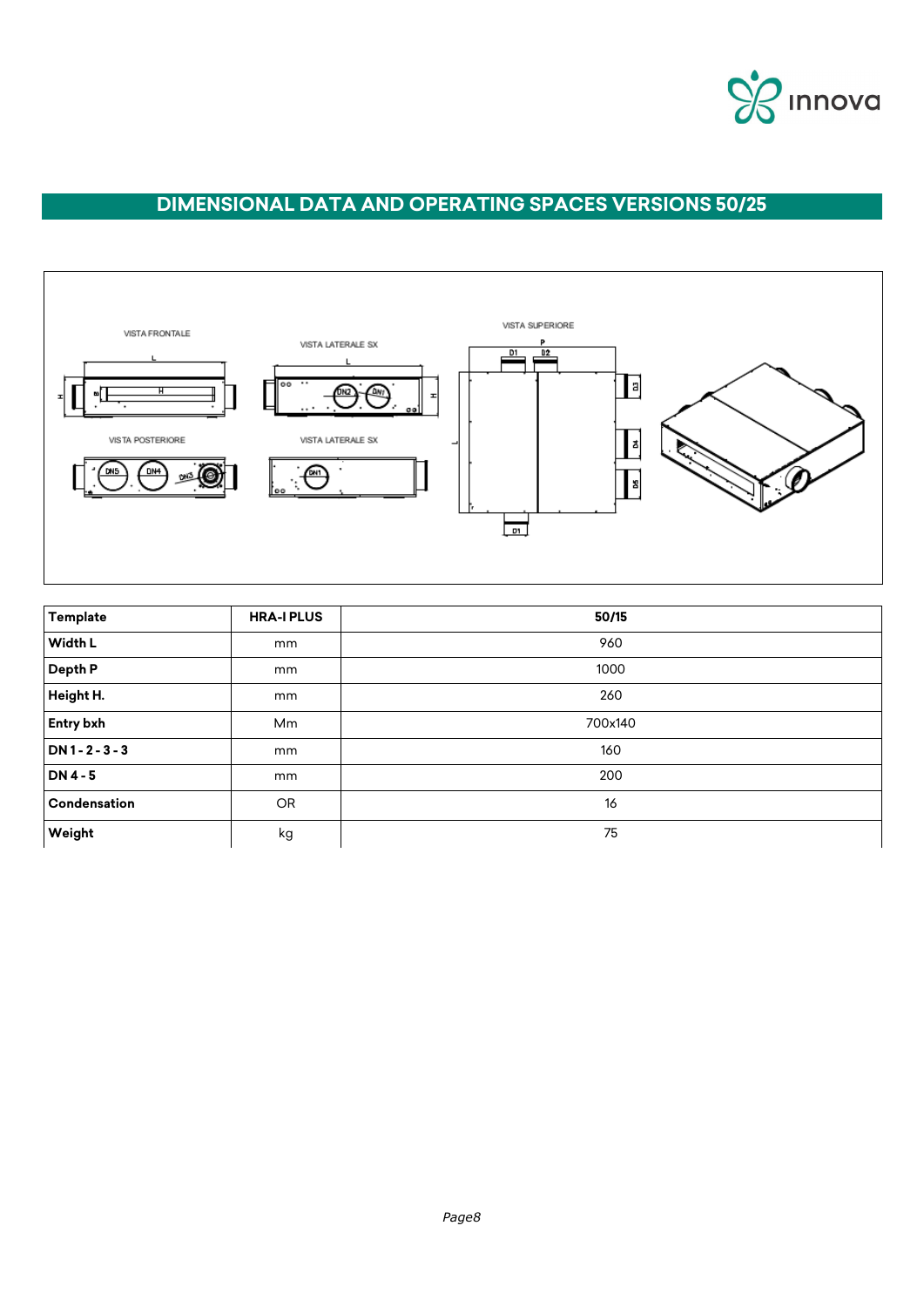## DIMENSIONAL DATA AND OPERATING SPACES VERSIONS 50/25

VISTA FRONTALE

VISTA LATERALE SX

VISTA SUPERIORE

VISTA POSTERIORE

VISTA LATERALE SX

| Template | HRA-I PLUS | 50/15 |
|---|---|---|
| Width L | mm | 960 |
| Depth P | mm | 1000 |
| Height H. | mm | 260 |
| Entry bxh | Mm | 700x140 |
| DN 1 - 2 - 3 - 3 | mm | 160 |
| DN 4 - 5 | mm | 200 |
| Condensation | OR | 16 |
| Weight | kg | 75 |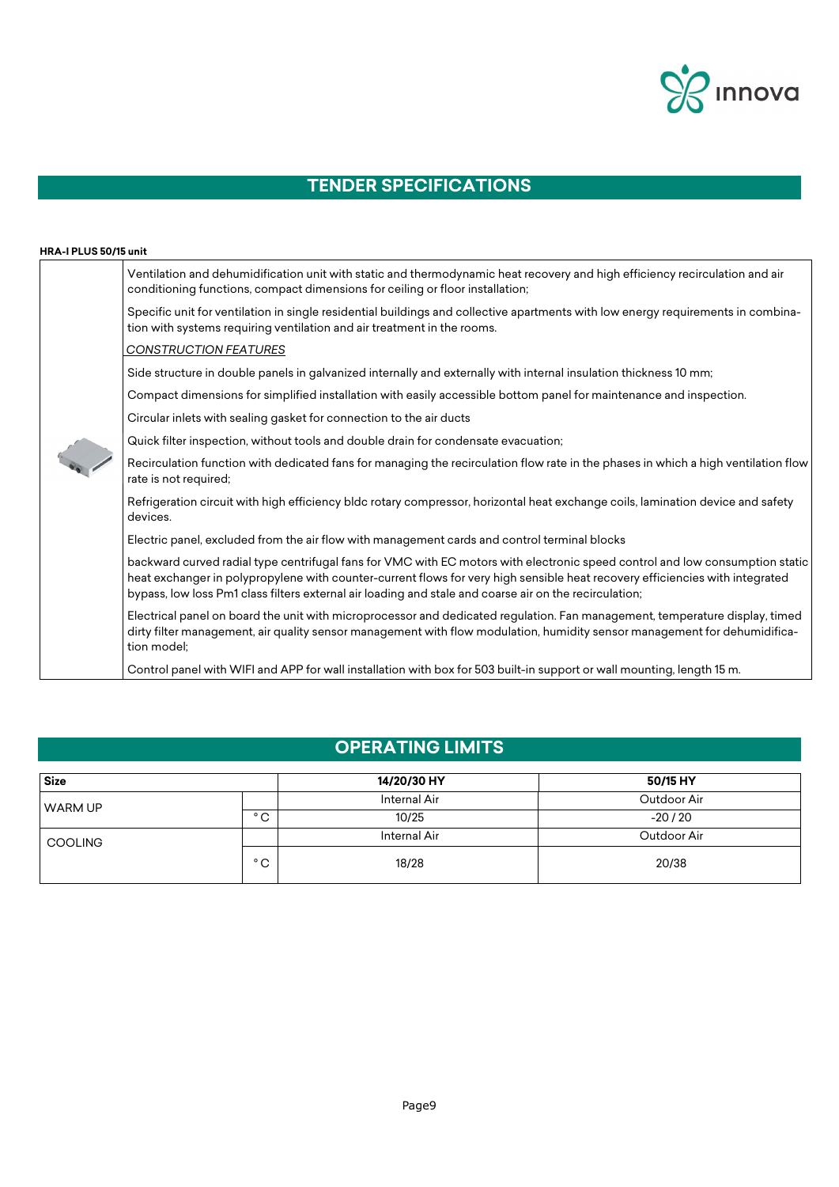# TENDER SPECIFICATIONS

**HRA-I PLUS 50/15 unit**

Ventilation and dehumidification unit with static and thermodynamic heat recovery and high efficiency recirculation and air conditioning functions, compact dimensions for ceiling or floor installation;

Specific unit for ventilation in single residential buildings and collective apartments with low energy requirements in combination with systems requiring ventilation and air treatment in the rooms.

*CONSTRUCTION FEATURES*

Side structure in double panels in galvanized internally and externally with internal insulation thickness 10 mm;

Compact dimensions for simplified installation with easily accessible bottom panel for maintenance and inspection.

Circular inlets with sealing gasket for connection to the air ducts

Quick filter inspection, without tools and double drain for condensate evacuation;

Recirculation function with dedicated fans for managing the recirculation flow rate in the phases in which a high ventilation flow rate is not required;

Refrigeration circuit with high efficiency bldc rotary compressor, horizontal heat exchange coils, lamination device and safety devices.

Electric panel, excluded from the air flow with management cards and control terminal blocks

backward curved radial type centrifugal fans for VMC with EC motors with electronic speed control and low consumption static heat exchanger in polypropylene with counter-current flows for very high sensible heat recovery efficiencies with integrated bypass, low loss Pm1 class filters external air loading and stale and coarse air on the recirculation;

Electrical panel on board the unit with microprocessor and dedicated regulation. Fan management, temperature display, timed dirty filter management, air quality sensor management with flow modulation, humidity sensor management for dehumidification model;

Control panel with WIFI and APP for wall installation with box for 503 built-in support or wall mounting, length 15 m.

# OPERATING LIMITS

| Size | | 14/20/30 HY | 50/15 HY |
|---|---|---|---|
| WARM UP | | Internal Air | Outdoor Air |
| | °C | 10/25 | -20 / 20 |
| COOLING | | Internal Air | Outdoor Air |
| | °C | 18/28 | 20/38 |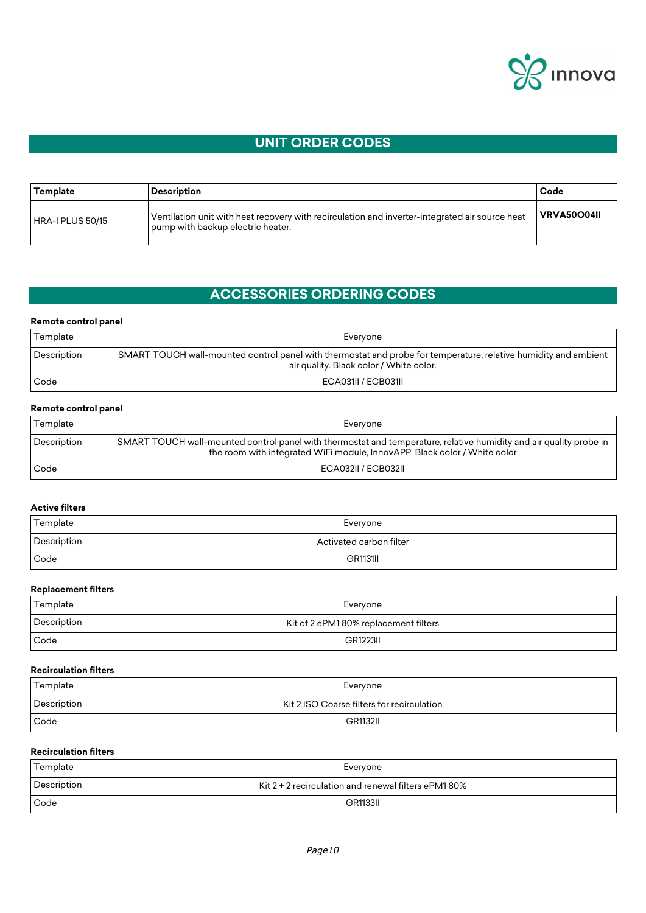## UNIT ORDER CODES

| Template | Description | Code |
|---|---|---|
| HRA-I PLUS 50/15 | Ventilation unit with heat recovery with recirculation and inverter-integrated air source heat pump with backup electric heater. | **VRVA50O04II** |

## ACCESSORIES ORDERING CODES

**Remote control panel**

| Template | Everyone |
|---|---|
| Description | SMART TOUCH wall-mounted control panel with thermostat and probe for temperature, relative humidity and ambient air quality. Black color / White color. |
| Code | ECA031II / ECB031II |

**Remote control panel**

| Template | Everyone |
|---|---|
| Description | SMART TOUCH wall-mounted control panel with thermostat and temperature, relative humidity and air quality probe in the room with integrated WiFi module, InnovAPP. Black color / White color |
| Code | ECA032II / ECB032II |

**Active filters**

| Template | Everyone |
|---|---|
| Description | Activated carbon filter |
| Code | GR1131II |

**Replacement filters**

| Template | Everyone |
|---|---|
| Description | Kit of 2 ePM1 80% replacement filters |
| Code | GR1223II |

**Recirculation filters**

| Template | Everyone |
|---|---|
| Description | Kit 2 ISO Coarse filters for recirculation |
| Code | GR1132II |

**Recirculation filters**

| Template | Everyone |
|---|---|
| Description | Kit 2 + 2 recirculation and renewal filters ePM1 80% |
| Code | GR1133II |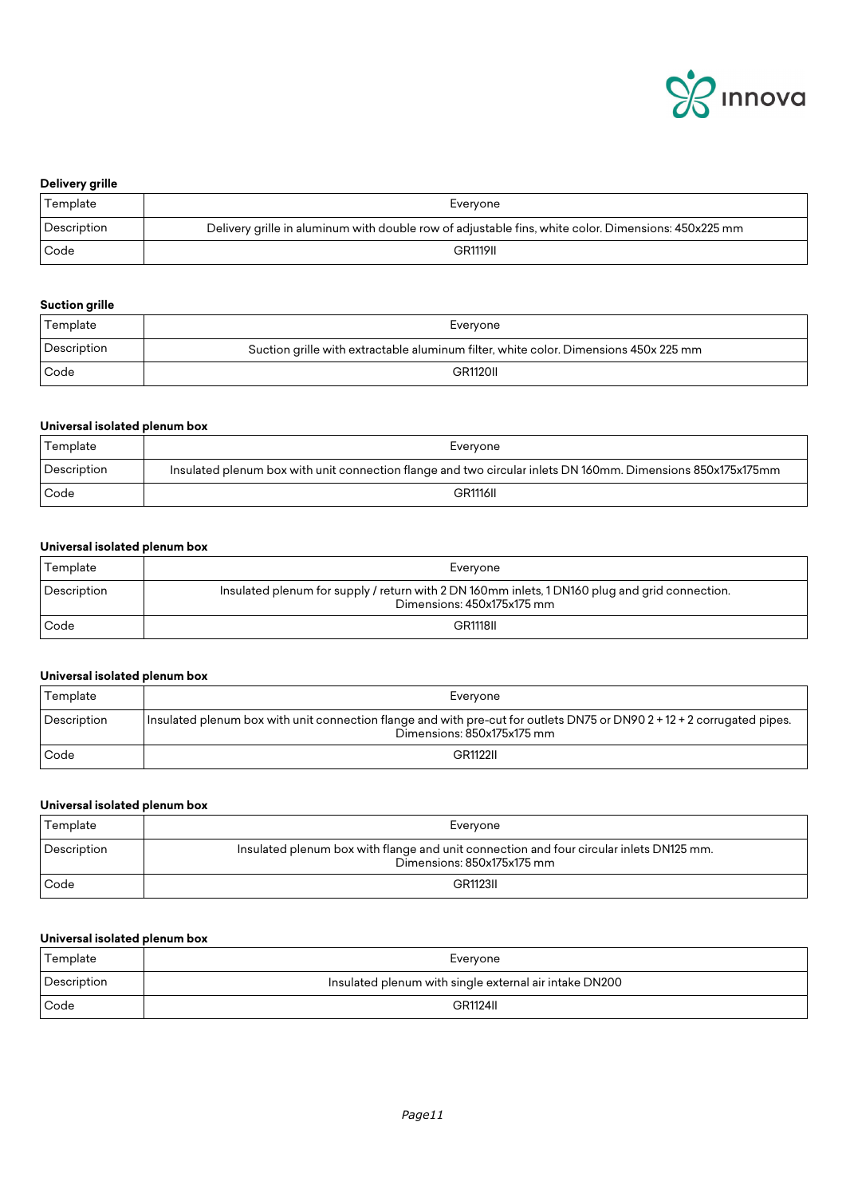**Delivery grille**

| | |
|---|---|
| Template | Everyone |
| Description | Delivery grille in aluminum with double row of adjustable fins, white color. Dimensions: 450x225 mm |
| Code | GR1119II |

**Suction grille**

| | |
|---|---|
| Template | Everyone |
| Description | Suction grille with extractable aluminum filter, white color. Dimensions 450x 225 mm |
| Code | GR1120II |

**Universal isolated plenum box**

| | |
|---|---|
| Template | Everyone |
| Description | Insulated plenum box with unit connection flange and two circular inlets DN 160mm. Dimensions 850x175x175mm |
| Code | GR1116II |

**Universal isolated plenum box**

| | |
|---|---|
| Template | Everyone |
| Description | Insulated plenum for supply / return with 2 DN 160mm inlets, 1 DN160 plug and grid connection. Dimensions: 450x175x175 mm |
| Code | GR1118II |

**Universal isolated plenum box**

| | |
|---|---|
| Template | Everyone |
| Description | Insulated plenum box with unit connection flange and with pre-cut for outlets DN75 or DN90 2 + 12 + 2 corrugated pipes. Dimensions: 850x175x175 mm |
| Code | GR1122II |

**Universal isolated plenum box**

| | |
|---|---|
| Template | Everyone |
| Description | Insulated plenum box with flange and unit connection and four circular inlets DN125 mm. Dimensions: 850x175x175 mm |
| Code | GR1123II |

**Universal isolated plenum box**

| | |
|---|---|
| Template | Everyone |
| Description | Insulated plenum with single external air intake DN200 |
| Code | GR1124II |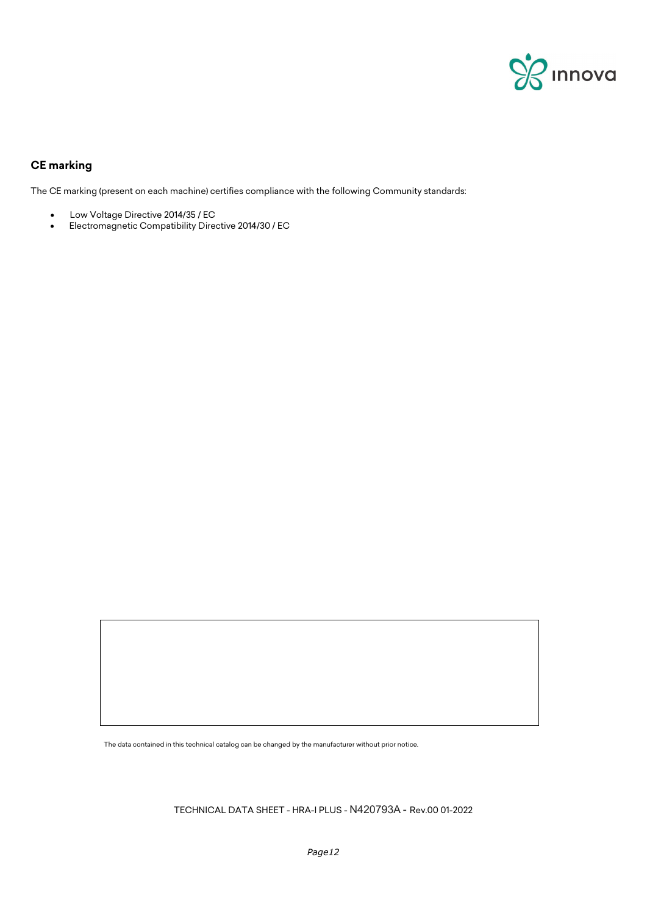## CE marking

The CE marking (present on each machine) certifies compliance with the following Community standards:

- Low Voltage Directive 2014/35 / EC
- Electromagnetic Compatibility Directive 2014/30 / EC

The data contained in this technical catalog can be changed by the manufacturer without prior notice.